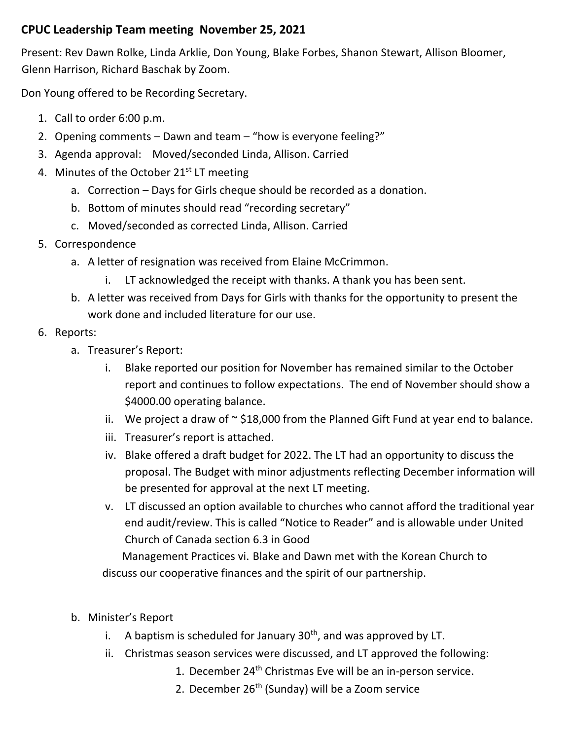**CPUC Leadership Team meeting November 25, 2021**

Present: Rev Dawn Rolke, Linda Arklie, Don Young, Blake Forbes, Shanon Stewart, Allison Bloomer, Glenn Harrison, Richard Baschak by Zoom.

Don Young offered to be Recording Secretary.

1. Call to order 6:00 p.m.
2. Opening comments – Dawn and team – "how is everyone feeling?"
3. Agenda approval: Moved/seconded Linda, Allison. Carried
4. Minutes of the October 21st LT meeting
   a. Correction – Days for Girls cheque should be recorded as a donation.
   b. Bottom of minutes should read "recording secretary"
   c. Moved/seconded as corrected Linda, Allison. Carried
5. Correspondence
   a. A letter of resignation was received from Elaine McCrimmon.
      i. LT acknowledged the receipt with thanks. A thank you has been sent.
   b. A letter was received from Days for Girls with thanks for the opportunity to present the work done and included literature for our use.
6. Reports:
   a. Treasurer's Report:
      i. Blake reported our position for November has remained similar to the October report and continues to follow expectations. The end of November should show a $4000.00 operating balance.
      ii. We project a draw of ~ $18,000 from the Planned Gift Fund at year end to balance.
      iii. Treasurer's report is attached.
      iv. Blake offered a draft budget for 2022. The LT had an opportunity to discuss the proposal. The Budget with minor adjustments reflecting December information will be presented for approval at the next LT meeting.
      v. LT discussed an option available to churches who cannot afford the traditional year end audit/review. This is called "Notice to Reader" and is allowable under United Church of Canada section 6.3 in Good Management Practices vi. Blake and Dawn met with the Korean Church to discuss our cooperative finances and the spirit of our partnership.

   b. Minister's Report
      i. A baptism is scheduled for January 30th, and was approved by LT.
      ii. Christmas season services were discussed, and LT approved the following:
         1. December 24th Christmas Eve will be an in-person service.
         2. December 26th (Sunday) will be a Zoom service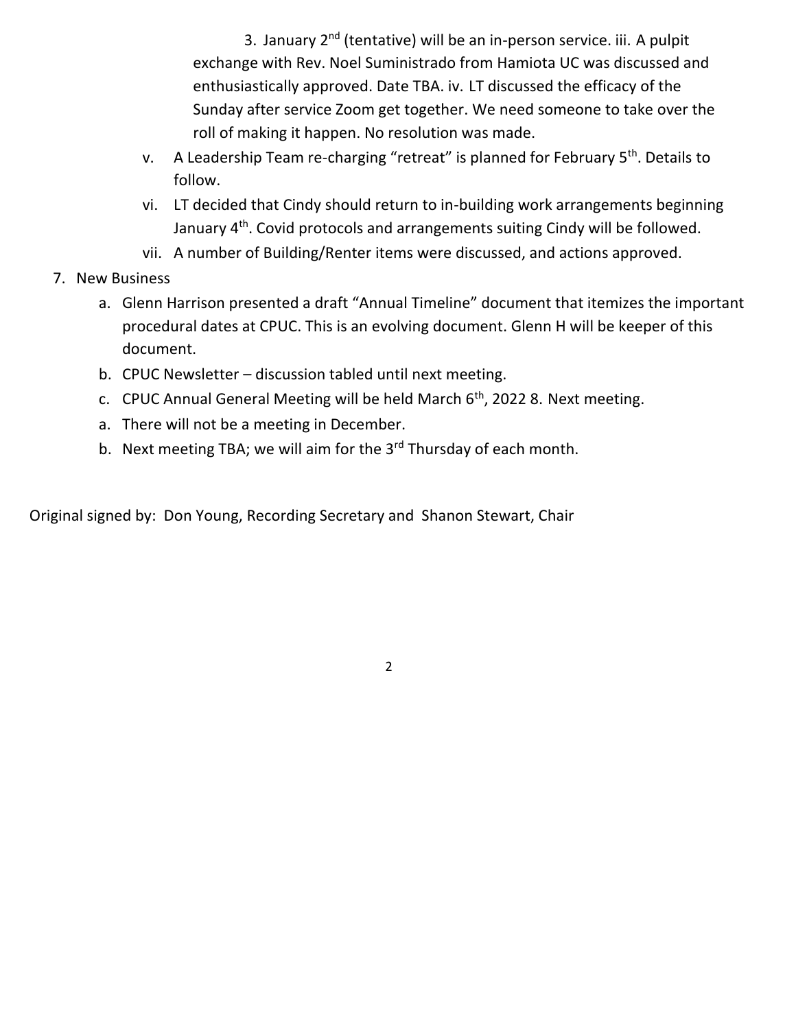3. January 2nd (tentative) will be an in-person service. iii. A pulpit exchange with Rev. Noel Suministrado from Hamiota UC was discussed and enthusiastically approved. Date TBA. iv. LT discussed the efficacy of the Sunday after service Zoom get together. We need someone to take over the roll of making it happen. No resolution was made.

v. A Leadership Team re-charging "retreat" is planned for February 5th. Details to follow.

vi. LT decided that Cindy should return to in-building work arrangements beginning January 4th. Covid protocols and arrangements suiting Cindy will be followed.

vii. A number of Building/Renter items were discussed, and actions approved.

7. New Business
   a. Glenn Harrison presented a draft "Annual Timeline" document that itemizes the important procedural dates at CPUC. This is an evolving document. Glenn H will be keeper of this document.
   b. CPUC Newsletter – discussion tabled until next meeting.
   c. CPUC Annual General Meeting will be held March 6th, 2022 8. Next meeting.
   a. There will not be a meeting in December.
   b. Next meeting TBA; we will aim for the 3rd Thursday of each month.

Original signed by: Don Young, Recording Secretary and Shanon Stewart, Chair